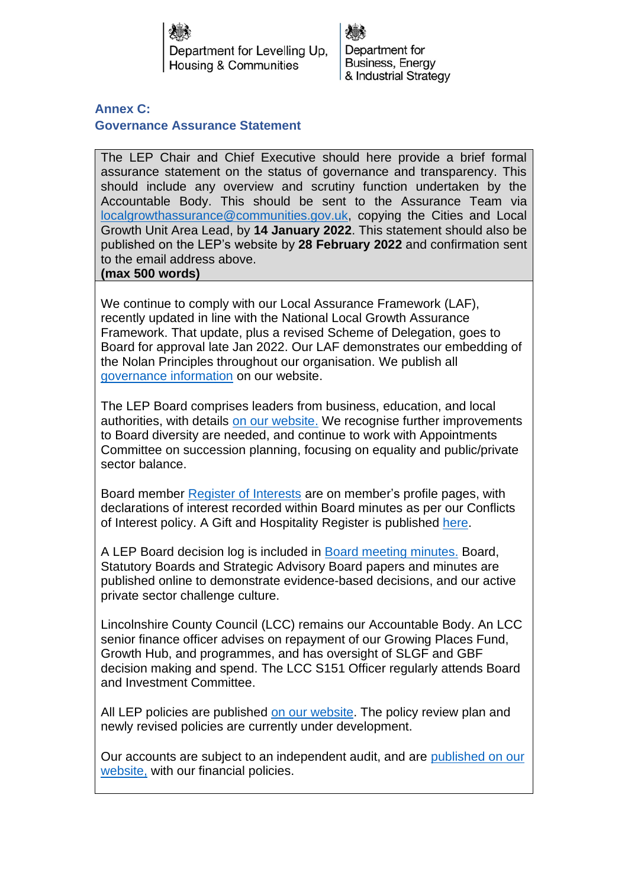Department for Levelling Up, Housing & Communities

Department for Business, Energy & Industrial Strategy

## Annex C:
## Governance Assurance Statement

| The LEP Chair and Chief Executive should here provide a brief formal assurance statement on the status of governance and transparency. This should include any overview and scrutiny function undertaken by the Accountable Body. This should be sent to the Assurance Team via localgrowthassurance@communities.gov.uk, copying the Cities and Local Growth Unit Area Lead, by **14 January 2022**. This statement should also be published on the LEP's website by **28 February 2022** and confirmation sent to the email address above. **(max 500 words)** |
|---|
| We continue to comply with our Local Assurance Framework (LAF), recently updated in line with the National Local Growth Assurance Framework. That update, plus a revised Scheme of Delegation, goes to Board for approval late Jan 2022. Our LAF demonstrates our embedding of the Nolan Principles throughout our organisation. We publish all governance information on our website. <br><br> The LEP Board comprises leaders from business, education, and local authorities, with details on our website. We recognise further improvements to Board diversity are needed, and continue to work with Appointments Committee on succession planning, focusing on equality and public/private sector balance. <br><br> Board member Register of Interests are on member's profile pages, with declarations of interest recorded within Board minutes as per our Conflicts of Interest policy. A Gift and Hospitality Register is published here. <br><br> A LEP Board decision log is included in Board meeting minutes. Board, Statutory Boards and Strategic Advisory Board papers and minutes are published online to demonstrate evidence-based decisions, and our active private sector challenge culture. <br><br> Lincolnshire County Council (LCC) remains our Accountable Body. An LCC senior finance officer advises on repayment of our Growing Places Fund, Growth Hub, and programmes, and has oversight of SLGF and GBF decision making and spend. The LCC S151 Officer regularly attends Board and Investment Committee. <br><br> All LEP policies are published on our website. The policy review plan and newly revised policies are currently under development. <br><br> Our accounts are subject to an independent audit, and are published on our website, with our financial policies. |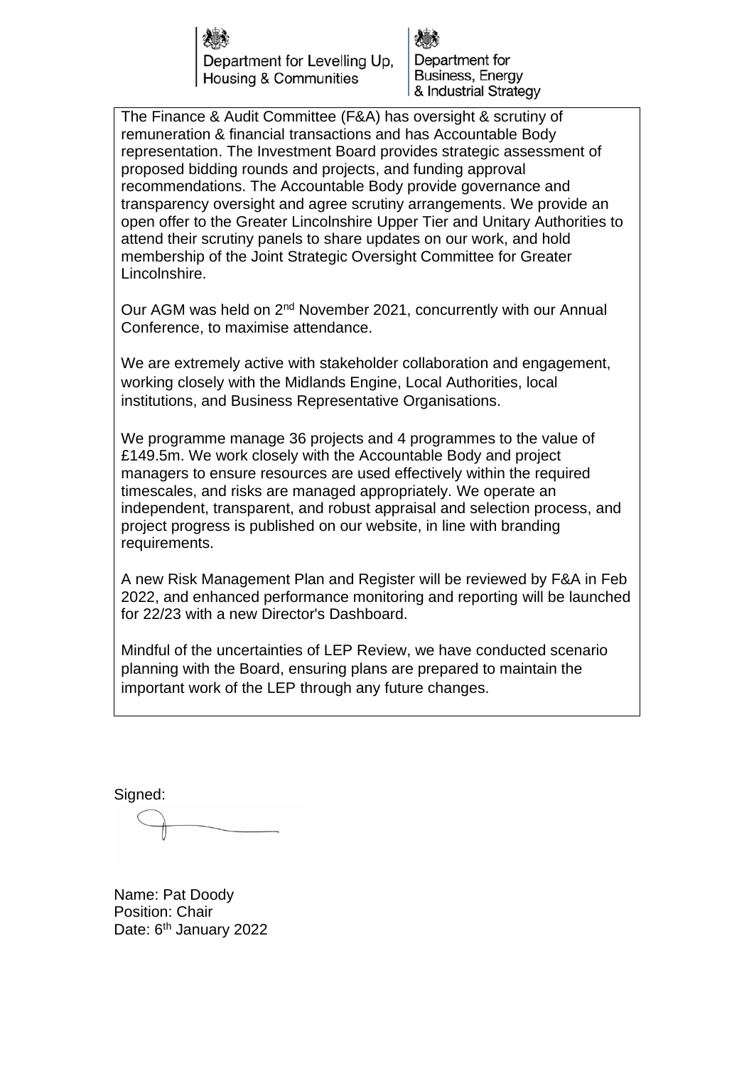The Finance & Audit Committee (F&A) has oversight & scrutiny of remuneration & financial transactions and has Accountable Body representation. The Investment Board provides strategic assessment of proposed bidding rounds and projects, and funding approval recommendations. The Accountable Body provide governance and transparency oversight and agree scrutiny arrangements. We provide an open offer to the Greater Lincolnshire Upper Tier and Unitary Authorities to attend their scrutiny panels to share updates on our work, and hold membership of the Joint Strategic Oversight Committee for Greater Lincolnshire.

Our AGM was held on 2nd November 2021, concurrently with our Annual Conference, to maximise attendance.

We are extremely active with stakeholder collaboration and engagement, working closely with the Midlands Engine, Local Authorities, local institutions, and Business Representative Organisations.

We programme manage 36 projects and 4 programmes to the value of £149.5m. We work closely with the Accountable Body and project managers to ensure resources are used effectively within the required timescales, and risks are managed appropriately. We operate an independent, transparent, and robust appraisal and selection process, and project progress is published on our website, in line with branding requirements.

A new Risk Management Plan and Register will be reviewed by F&A in Feb 2022, and enhanced performance monitoring and reporting will be launched for 22/23 with a new Director's Dashboard.

Mindful of the uncertainties of LEP Review, we have conducted scenario planning with the Board, ensuring plans are prepared to maintain the important work of the LEP through any future changes.

Signed:

Name: Pat Doody
Position: Chair
Date: 6th January 2022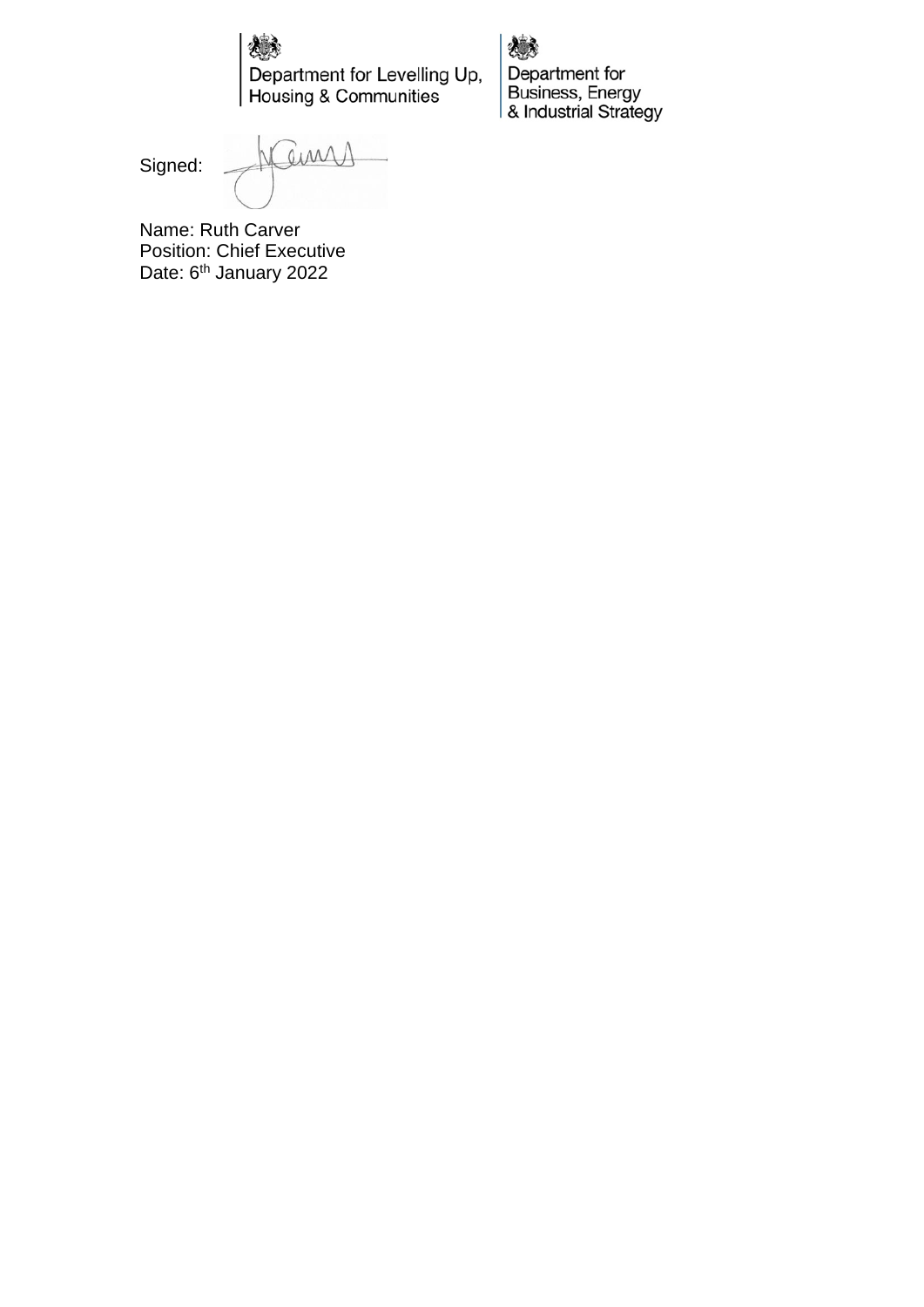Department for Levelling Up, Housing & Communities

Department for Business, Energy & Industrial Strategy

Signed:

Name: Ruth Carver
Position: Chief Executive
Date: 6th January 2022